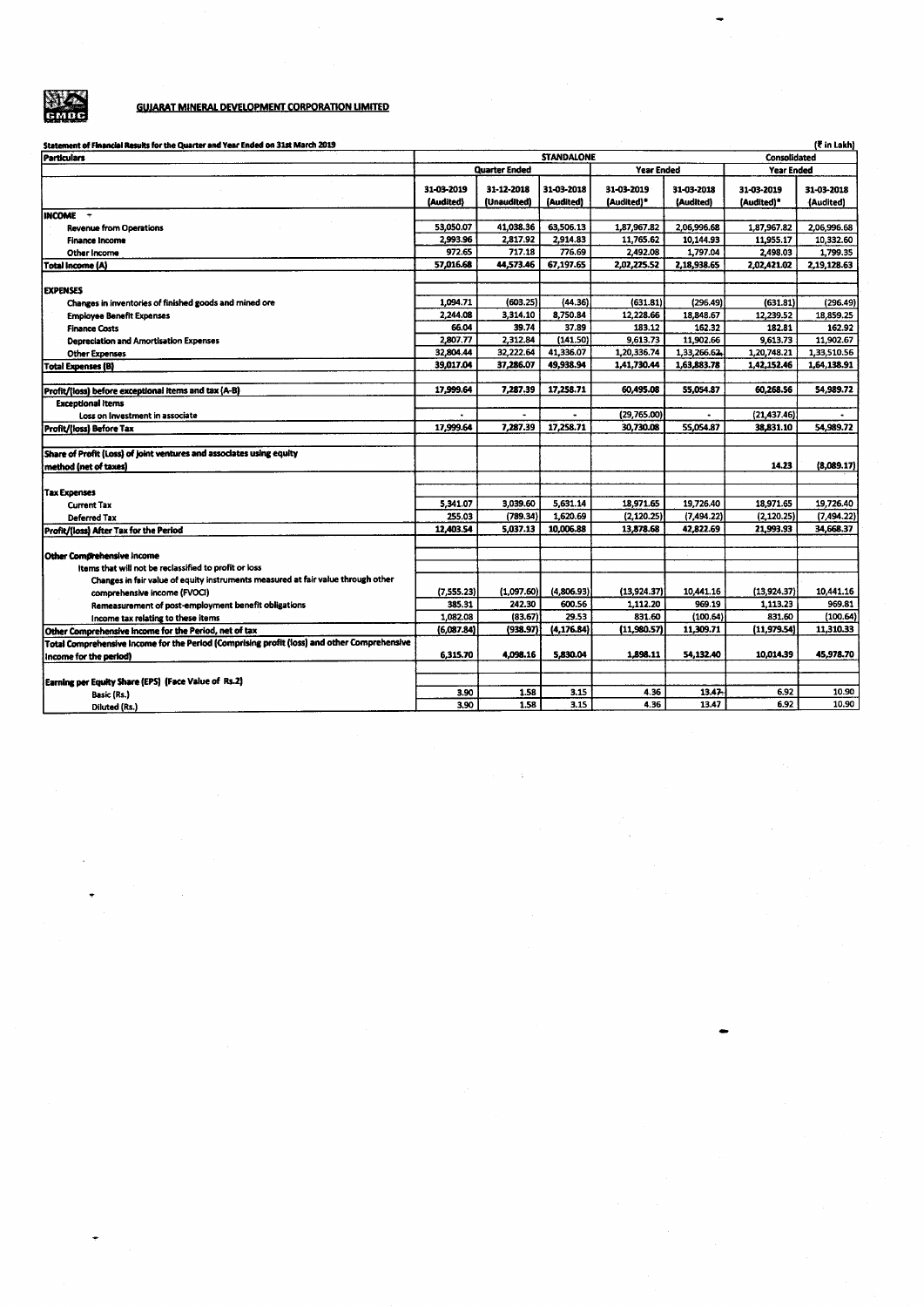## GUJARAT MINERAL DEVELOPMENT CORPORATION LIMITED

**Statement of Financial Results for the Quarter and Year Ended on 31st March 2019**

(₹ in Lakh)

| Particulars | STANDALONE | | | | | Consolidated | |
|---|---|---|---|---|---|---|---|
| | Quarter Ended | | | Year Ended | | Year Ended | |
| | 31-03-2019 (Audited) | 31-12-2018 (Unaudited) | 31-03-2018 (Audited) | 31-03-2019 (Audited)* | 31-03-2018 (Audited) | 31-03-2019 (Audited)* | 31-03-2018 (Audited) |
| **INCOME** | | | | | | | |
| Revenue from Operations | 53,050.07 | 41,038.36 | 63,506.13 | 1,87,967.82 | 2,06,996.68 | 1,87,967.82 | 2,06,996.68 |
| Finance Income | 2,993.96 | 2,817.92 | 2,914.83 | 11,765.62 | 10,144.93 | 11,955.17 | 10,332.60 |
| Other Income | 972.65 | 717.18 | 776.69 | 2,492.08 | 1,797.04 | 2,498.03 | 1,799.35 |
| **Total Income (A)** | 57,016.68 | 44,573.46 | 67,197.65 | 2,02,225.52 | 2,18,938.65 | 2,02,421.02 | 2,19,128.63 |
| **EXPENSES** | | | | | | | |
| Changes in inventories of finished goods and mined ore | 1,094.71 | (603.25) | (44.36) | (631.81) | (296.49) | (631.81) | (296.49) |
| Employee Benefit Expenses | 2,244.08 | 3,314.10 | 8,750.84 | 12,228.66 | 18,848.67 | 12,239.52 | 18,859.25 |
| Finance Costs | 66.04 | 39.74 | 37.89 | 183.12 | 162.32 | 182.81 | 162.92 |
| Depreciation and Amortisation Expenses | 2,807.77 | 2,312.84 | (141.50) | 9,613.73 | 11,902.66 | 9,613.73 | 11,902.67 |
| Other Expenses | 32,804.44 | 32,222.64 | 41,336.07 | 1,20,336.74 | 1,33,266.62 | 1,20,748.21 | 1,33,510.56 |
| **Total Expenses (B)** | 39,017.04 | 37,286.07 | 49,938.94 | 1,41,730.44 | 1,63,883.78 | 1,42,152.46 | 1,64,138.91 |
| **Profit/(loss) before exceptional items and tax (A-B)** | 17,999.64 | 7,287.39 | 17,258.71 | 60,495.08 | 55,054.87 | 60,268.56 | 54,989.72 |
| Exceptional Items | | | | | | | |
| Loss on investment in associate | - | - | - | (29,765.00) | - | (21,437.46) | - |
| **Profit/(loss) Before Tax** | 17,999.64 | 7,287.39 | 17,258.71 | 30,730.08 | 55,054.87 | 38,831.10 | 54,989.72 |
| **Share of Profit (Loss) of joint ventures and associates using equity method (net of taxes)** | | | | | | 14.23 | (8,089.17) |
| **Tax Expenses** | | | | | | | |
| Current Tax | 5,341.07 | 3,039.60 | 5,631.14 | 18,971.65 | 19,726.40 | 18,971.65 | 19,726.40 |
| Deferred Tax | 255.03 | (789.34) | 1,620.69 | (2,120.25) | (7,494.22) | (2,120.25) | (7,494.22) |
| **Profit/(loss) After Tax for the Period** | 12,403.54 | 5,037.13 | 10,006.88 | 13,878.68 | 42,822.69 | 21,993.93 | 34,668.37 |
| **Other Comprehensive Income** | | | | | | | |
| Items that will not be reclassified to profit or loss | | | | | | | |
| Changes in fair value of equity instruments measured at fair value through other comprehensive income (FVOCI) | (7,555.23) | (1,097.60) | (4,806.93) | (13,924.37) | 10,441.16 | (13,924.37) | 10,441.16 |
| Remeasurement of post-employment benefit obligations | 385.31 | 242.30 | 600.56 | 1,112.20 | 969.19 | 1,113.23 | 969.81 |
| Income tax relating to these items | 1,082.08 | (83.67) | 29.53 | 831.60 | (100.64) | 831.60 | (100.64) |
| **Other Comprehensive Income for the Period, net of tax** | (6,087.84) | (938.97) | (4,176.84) | (11,980.57) | 11,309.71 | (11,979.54) | 11,310.33 |
| **Total Comprehensive Income for the Period (Comprising profit (loss) and other Comprehensive Income for the period)** | 6,315.70 | 4,098.16 | 5,830.04 | 1,898.11 | 54,132.40 | 10,014.39 | 45,978.70 |
| **Earning per Equity Share (EPS) (Face Value of Rs.2)** | | | | | | | |
| Basic (Rs.) | 3.90 | 1.58 | 3.15 | 4.36 | 13.47 | 6.92 | 10.90 |
| Diluted (Rs.) | 3.90 | 1.58 | 3.15 | 4.36 | 13.47 | 6.92 | 10.90 |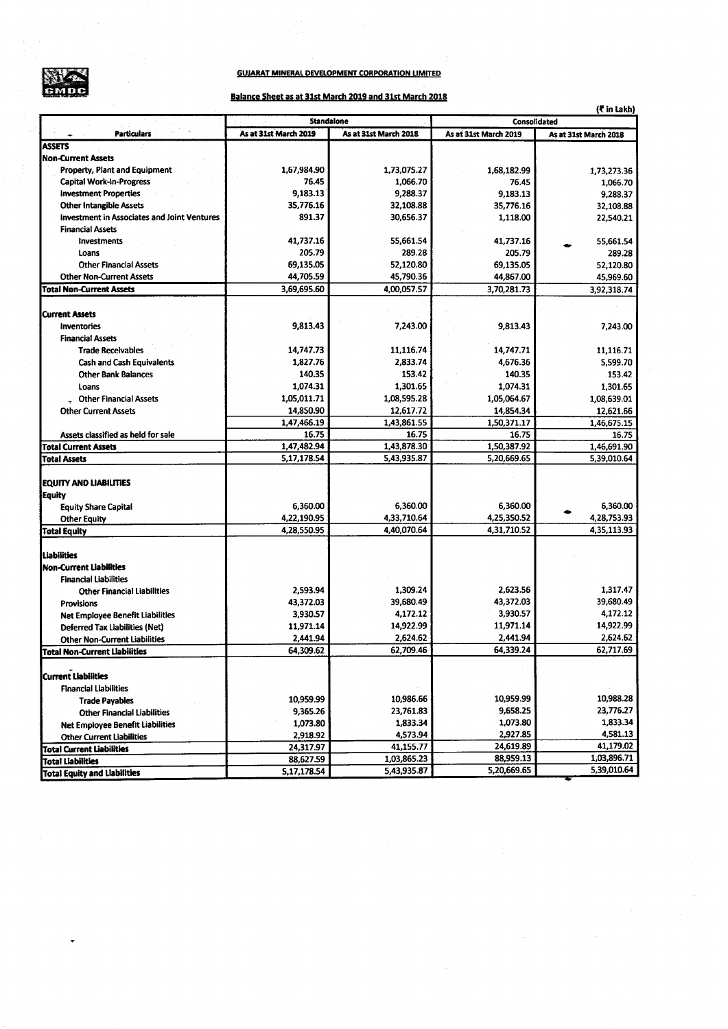## GUJARAT MINERAL DEVELOPMENT CORPORATION LIMITED

### Balance Sheet as at 31st March 2019 and 31st March 2018

(₹ in Lakh)

| Particulars | Standalone | | Consolidated | |
|---|---|---|---|---|
| | As at 31st March 2019 | As at 31st March 2018 | As at 31st March 2019 | As at 31st March 2018 |
| **ASSETS** | | | | |
| **Non-Current Assets** | | | | |
| Property, Plant and Equipment | 1,67,984.90 | 1,73,075.27 | 1,68,182.99 | 1,73,273.36 |
| Capital Work-in-Progress | 76.45 | 1,066.70 | 76.45 | 1,066.70 |
| Investment Properties | 9,183.13 | 9,288.37 | 9,183.13 | 9,288.37 |
| Other Intangible Assets | 35,776.16 | 32,108.88 | 35,776.16 | 32,108.88 |
| Investment in Associates and Joint Ventures | 891.37 | 30,656.37 | 1,118.00 | 22,540.21 |
| Financial Assets | | | | |
| Investments | 41,737.16 | 55,661.54 | 41,737.16 | 55,661.54 |
| Loans | 205.79 | 289.28 | 205.79 | 289.28 |
| Other Financial Assets | 69,135.05 | 52,120.80 | 69,135.05 | 52,120.80 |
| Other Non-Current Assets | 44,705.59 | 45,790.36 | 44,867.00 | 45,969.60 |
| **Total Non-Current Assets** | 3,69,695.60 | 4,00,057.57 | 3,70,281.73 | 3,92,318.74 |
| **Current Assets** | | | | |
| Inventories | 9,813.43 | 7,243.00 | 9,813.43 | 7,243.00 |
| Financial Assets | | | | |
| Trade Receivables | 14,747.73 | 11,116.74 | 14,747.71 | 11,116.71 |
| Cash and Cash Equivalents | 1,827.76 | 2,833.74 | 4,676.36 | 5,599.70 |
| Other Bank Balances | 140.35 | 153.42 | 140.35 | 153.42 |
| Loans | 1,074.31 | 1,301.65 | 1,074.31 | 1,301.65 |
| Other Financial Assets | 1,05,011.71 | 1,08,595.28 | 1,05,064.67 | 1,08,639.01 |
| Other Current Assets | 14,850.90 | 12,617.72 | 14,854.34 | 12,621.66 |
| | 1,47,466.19 | 1,43,861.55 | 1,50,371.17 | 1,46,675.15 |
| Assets classified as held for sale | 16.75 | 16.75 | 16.75 | 16.75 |
| **Total Current Assets** | 1,47,482.94 | 1,43,878.30 | 1,50,387.92 | 1,46,691.90 |
| **Total Assets** | 5,17,178.54 | 5,43,935.87 | 5,20,669.65 | 5,39,010.64 |
| **EQUITY AND LIABILITIES** | | | | |
| **Equity** | | | | |
| Equity Share Capital | 6,360.00 | 6,360.00 | 6,360.00 | 6,360.00 |
| Other Equity | 4,22,190.95 | 4,33,710.64 | 4,25,350.52 | 4,28,753.93 |
| **Total Equity** | 4,28,550.95 | 4,40,070.64 | 4,31,710.52 | 4,35,113.93 |
| **Liabilities** | | | | |
| **Non-Current Liabilities** | | | | |
| Financial Liabilities | | | | |
| Other Financial Liabilities | 2,593.94 | 1,309.24 | 2,623.56 | 1,317.47 |
| Provisions | 43,372.03 | 39,680.49 | 43,372.03 | 39,680.49 |
| Net Employee Benefit Liabilities | 3,930.57 | 4,172.12 | 3,930.57 | 4,172.12 |
| Deferred Tax Liabilities (Net) | 11,971.14 | 14,922.99 | 11,971.14 | 14,922.99 |
| Other Non-Current Liabilities | 2,441.94 | 2,624.62 | 2,441.94 | 2,624.62 |
| **Total Non-Current Liabilities** | 64,309.62 | 62,709.46 | 64,339.24 | 62,717.69 |
| **Current Liabilities** | | | | |
| Financial Liabilities | | | | |
| Trade Payables | 10,959.99 | 10,986.66 | 10,959.99 | 10,988.28 |
| Other Financial Liabilities | 9,365.26 | 23,761.83 | 9,658.25 | 23,776.27 |
| Net Employee Benefit Liabilities | 1,073.80 | 1,833.34 | 1,073.80 | 1,833.34 |
| Other Current Liabilities | 2,918.92 | 4,573.94 | 2,927.85 | 4,581.13 |
| **Total Current Liabilities** | 24,317.97 | 41,155.77 | 24,619.89 | 41,179.02 |
| **Total Liabilities** | 88,627.59 | 1,03,865.23 | 88,959.13 | 1,03,896.71 |
| **Total Equity and Liabilities** | 5,17,178.54 | 5,43,935.87 | 5,20,669.65 | 5,39,010.64 |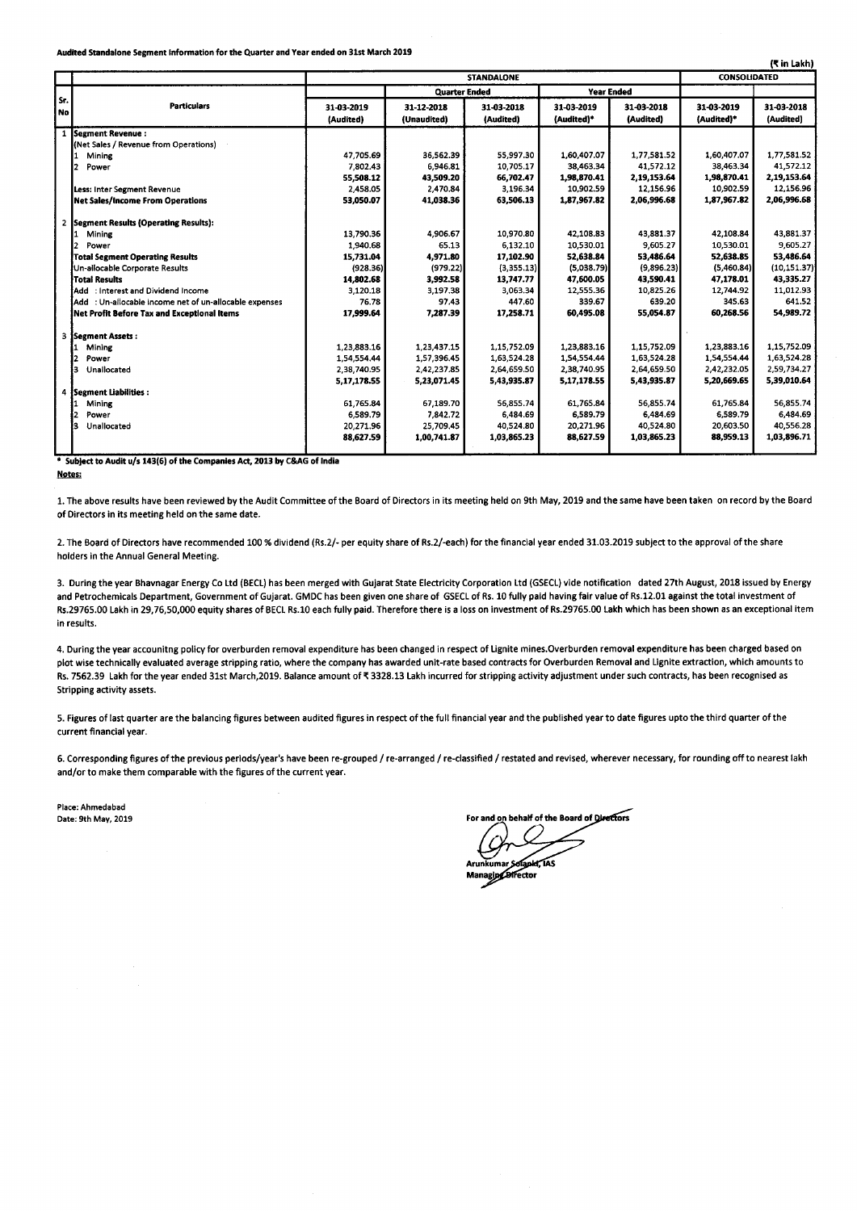**Audited Standalone Segment Information for the Quarter and Year ended on 31st March 2019**

(₹ in Lakh)

| Sr. No | Particulars | STANDALONE | | | | | CONSOLIDATED | |
|---|---|---|---|---|---|---|---|---|
| | | Quarter Ended | | | Year Ended | | | |
| | | 31-03-2019 (Audited) | 31-12-2018 (Unaudited) | 31-03-2018 (Audited) | 31-03-2019 (Audited)* | 31-03-2018 (Audited) | 31-03-2019 (Audited)* | 31-03-2018 (Audited) |
| 1 | **Segment Revenue :** | | | | | | | |
| | (Net Sales / Revenue from Operations) | | | | | | | |
| | 1 Mining | 47,705.69 | 36,562.39 | 55,997.30 | 1,60,407.07 | 1,77,581.52 | 1,60,407.07 | 1,77,581.52 |
| | 2 Power | 7,802.43 | 6,946.81 | 10,705.17 | 38,463.34 | 41,572.12 | 38,463.34 | 41,572.12 |
| | | **55,508.12** | **43,509.20** | **66,702.47** | **1,98,870.41** | **2,19,153.64** | **1,98,870.41** | **2,19,153.64** |
| | **Less:** Inter Segment Revenue | 2,458.05 | 2,470.84 | 3,196.34 | 10,902.59 | 12,156.96 | 10,902.59 | 12,156.96 |
| | **Net Sales/Income From Operations** | **53,050.07** | **41,038.36** | **63,506.13** | **1,87,967.82** | **2,06,996.68** | **1,87,967.82** | **2,06,996.68** |
| 2 | **Segment Results (Operating Results):** | | | | | | | |
| | 1 Mining | 13,790.36 | 4,906.67 | 10,970.80 | 42,108.83 | 43,881.37 | 42,108.84 | 43,881.37 |
| | 2 Power | 1,940.68 | 65.13 | 6,132.10 | 10,530.01 | 9,605.27 | 10,530.01 | 9,605.27 |
| | **Total Segment Operating Results** | **15,731.04** | **4,971.80** | **17,102.90** | **52,638.84** | **53,486.64** | **52,638.85** | **53,486.64** |
| | Un-allocable Corporate Results | (928.36) | (979.22) | (3,355.13) | (5,038.79) | (9,896.23) | (5,460.84) | (10,151.37) |
| | **Total Results** | **14,802.68** | **3,992.58** | **13,747.77** | **47,600.05** | **43,590.41** | **47,178.01** | **43,335.27** |
| | Add : Interest and Dividend Income | 3,120.18 | 3,197.38 | 3,063.34 | 12,555.36 | 10,825.26 | 12,744.92 | 11,012.93 |
| | Add : Un-allocable income net of un-allocable expenses | 76.78 | 97.43 | 447.60 | 339.67 | 639.20 | 345.63 | 641.52 |
| | **Net Profit Before Tax and Exceptional Items** | **17,999.64** | **7,287.39** | **17,258.71** | **60,495.08** | **55,054.87** | **60,268.56** | **54,989.72** |
| 3 | **Segment Assets :** | | | | | | | |
| | 1 Mining | 1,23,883.16 | 1,23,437.15 | 1,15,752.09 | 1,23,883.16 | 1,15,752.09 | 1,23,883.16 | 1,15,752.09 |
| | 2 Power | 1,54,554.44 | 1,57,396.45 | 1,63,524.28 | 1,54,554.44 | 1,63,524.28 | 1,54,554.44 | 1,63,524.28 |
| | 3 Unallocated | 2,38,740.95 | 2,42,237.85 | 2,64,659.50 | 2,38,740.95 | 2,64,659.50 | 2,42,232.05 | 2,59,734.27 |
| | | **5,17,178.55** | **5,23,071.45** | **5,43,935.87** | **5,17,178.55** | **5,43,935.87** | **5,20,669.65** | **5,39,010.64** |
| 4 | **Segment Liabilities :** | | | | | | | |
| | 1 Mining | 61,765.84 | 67,189.70 | 56,855.74 | 61,765.84 | 56,855.74 | 61,765.84 | 56,855.74 |
| | 2 Power | 6,589.79 | 7,842.72 | 6,484.69 | 6,589.79 | 6,484.69 | 6,589.79 | 6,484.69 |
| | 3 Unallocated | 20,271.96 | 25,709.45 | 40,524.80 | 20,271.96 | 40,524.80 | 20,603.50 | 40,556.28 |
| | | **88,627.59** | **1,00,741.87** | **1,03,865.23** | **88,627.59** | **1,03,865.23** | **88,959.13** | **1,03,896.71** |

**\* Subject to Audit u/s 143(6) of the Companies Act, 2013 by C&AG of India**

**Notes:**

1. The above results have been reviewed by the Audit Committee of the Board of Directors in its meeting held on 9th May, 2019 and the same have been taken on record by the Board of Directors in its meeting held on the same date.

2. The Board of Directors have recommended 100 % dividend (Rs.2/- per equity share of Rs.2/-each) for the financial year ended 31.03.2019 subject to the approval of the share holders in the Annual General Meeting.

3. During the year Bhavnagar Energy Co Ltd (BECL) has been merged with Gujarat State Electricity Corporation Ltd (GSECL) vide notification dated 27th August, 2018 issued by Energy and Petrochemicals Department, Government of Gujarat. GMDC has been given one share of GSECL of Rs. 10 fully paid having fair value of Rs.12.01 against the total investment of Rs.29765.00 Lakh in 29,76,50,000 equity shares of BECL Rs.10 each fully paid. Therefore there is a loss on investment of Rs.29765.00 Lakh which has been shown as an exceptional item in results.

4. During the year accounitng policy for overburden removal expenditure has been changed in respect of Lignite mines.Overburden removal expenditure has been charged based on plot wise technically evaluated average stripping ratio, where the company has awarded unit-rate based contracts for Overburden Removal and Lignite extraction, which amounts to Rs. 7562.39 Lakh for the year ended 31st March,2019. Balance amount of ₹ 3328.13 Lakh incurred for stripping activity adjustment under such contracts, has been recognised as Stripping activity assets.

5. Figures of last quarter are the balancing figures between audited figures in respect of the full financial year and the published year to date figures upto the third quarter of the current financial year.

6. Corresponding figures of the previous periods/year's have been re-grouped / re-arranged / re-classified / restated and revised, wherever necessary, for rounding off to nearest lakh and/or to make them comparable with the figures of the current year.

Place: Ahmedabad
Date: 9th May, 2019

For and on behalf of the Board of Directors

Arunkumar Solanki, IAS
Managing Director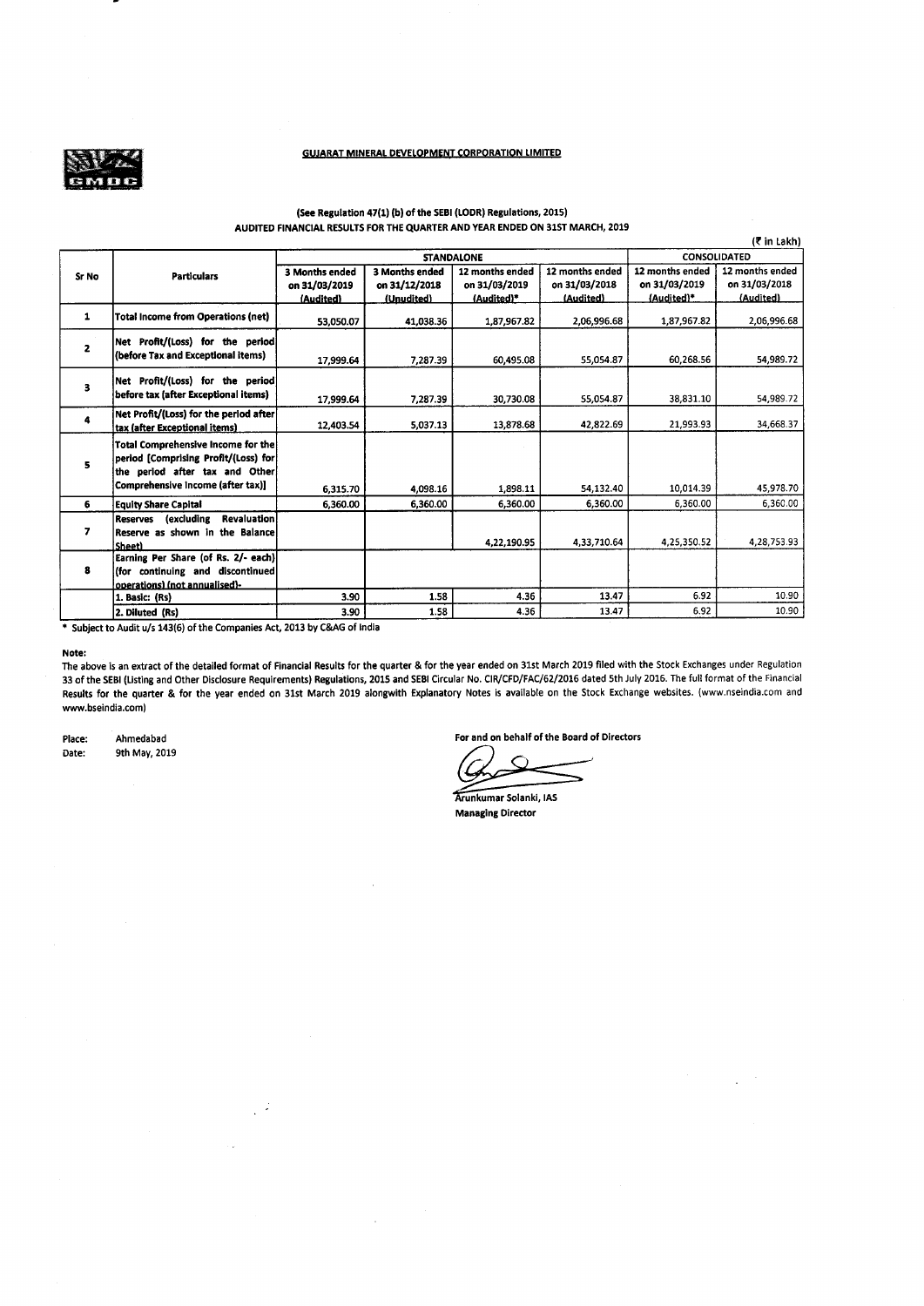## GUJARAT MINERAL DEVELOPMENT CORPORATION LIMITED

**(See Regulation 47(1) (b) of the SEBI (LODR) Regulations, 2015)**

**AUDITED FINANCIAL RESULTS FOR THE QUARTER AND YEAR ENDED ON 31ST MARCH, 2019**

(₹ in Lakh)

| Sr No | Particulars | STANDALONE | | | | CONSOLIDATED | |
|---|---|---|---|---|---|---|---|
| | | 3 Months ended on 31/03/2019 (Audited) | 3 Months ended on 31/12/2018 (Unudited) | 12 months ended on 31/03/2019 (Audited)* | 12 months ended on 31/03/2018 (Audited) | 12 months ended on 31/03/2019 (Audited)* | 12 months ended on 31/03/2018 (Audited) |
| 1 | Total Income from Operations (net) | 53,050.07 | 41,038.36 | 1,87,967.82 | 2,06,996.68 | 1,87,967.82 | 2,06,996.68 |
| 2 | Net Profit/(Loss) for the period (before Tax and Exceptional items) | 17,999.64 | 7,287.39 | 60,495.08 | 55,054.87 | 60,268.56 | 54,989.72 |
| 3 | Net Profit/(Loss) for the period before tax (after Exceptional items) | 17,999.64 | 7,287.39 | 30,730.08 | 55,054.87 | 38,831.10 | 54,989.72 |
| 4 | Net Profit/(Loss) for the period after tax (after Exceptional items) | 12,403.54 | 5,037.13 | 13,878.68 | 42,822.69 | 21,993.93 | 34,668.37 |
| 5 | Total Comprehensive Income for the period [Comprising Profit/(Loss) for the period after tax and Other Comprehensive Income (after tax)] | 6,315.70 | 4,098.16 | 1,898.11 | 54,132.40 | 10,014.39 | 45,978.70 |
| 6 | Equity Share Capital | 6,360.00 | 6,360.00 | 6,360.00 | 6,360.00 | 6,360.00 | 6,360.00 |
| 7 | Reserves (excluding Revaluation Reserve as shown in the Balance Sheet) | | | 4,22,190.95 | 4,33,710.64 | 4,25,350.52 | 4,28,753.93 |
| 8 | Earning Per Share (of Rs. 2/- each) (for continuing and discontinued operations) (not annualised)- | | | | | | |
| | 1. Basic: (Rs) | 3.90 | 1.58 | 4.36 | 13.47 | 6.92 | 10.90 |
| | 2. Diluted (Rs) | 3.90 | 1.58 | 4.36 | 13.47 | 6.92 | 10.90 |

\* Subject to Audit u/s 143(6) of the Companies Act, 2013 by C&AG of India

**Note:**

The above is an extract of the detailed format of Financial Results for the quarter & for the year ended on 31st March 2019 filed with the Stock Exchanges under Regulation 33 of the SEBI (Listing and Other Disclosure Requirements) Regulations, 2015 and SEBI Circular No. CIR/CFD/FAC/62/2016 dated 5th July 2016. The full format of the Financial Results for the quarter & for the year ended on 31st March 2019 alongwith Explanatory Notes is available on the Stock Exchange websites. (www.nseindia.com and www.bseindia.com)

Place: Ahmedabad
Date: 9th May, 2019

For and on behalf of the Board of Directors

Arunkumar Solanki, IAS
Managing Director